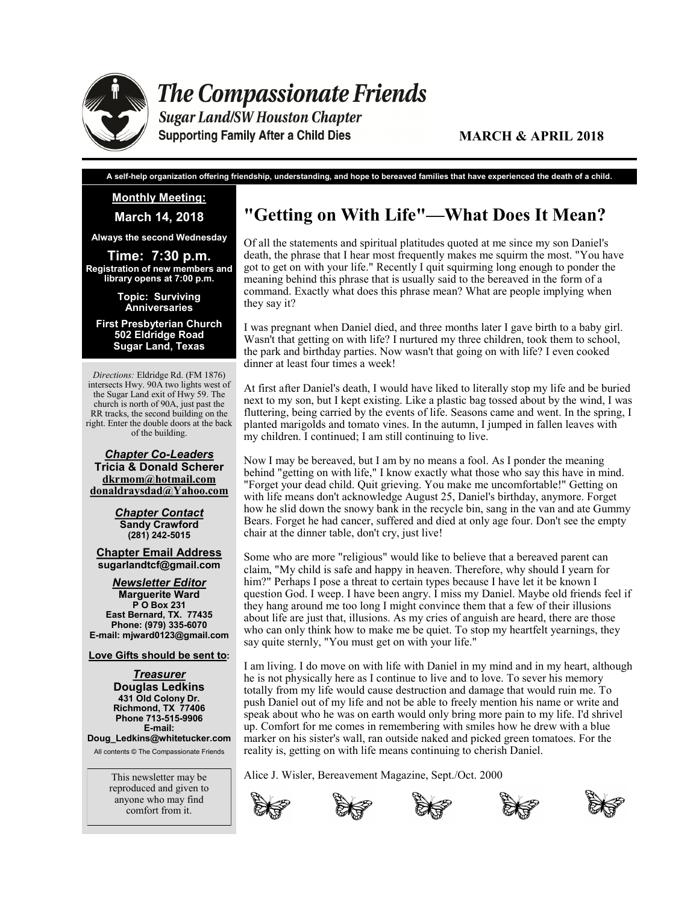# The Compassionate Friends

***Sugar Land/SW Houston Chapter***

**Supporting Family After a Child Dies**

**MARCH & APRIL 2018**

**A self-help organization offering friendship, understanding, and hope to bereaved families that have experienced the death of a child.**

**Monthly Meeting:**

**March 14, 2018**

**Always the second Wednesday**

**Time: 7:30 p.m.**

**Registration of new members and library opens at 7:00 p.m.**

**Topic: Surviving Anniversaries**

**First Presbyterian Church**
**502 Eldridge Road**
**Sugar Land, Texas**

*Directions:* Eldridge Rd. (FM 1876) intersects Hwy. 90A two lights west of the Sugar Land exit of Hwy 59. The church is north of 90A, just past the RR tracks, the second building on the right. Enter the double doors at the back of the building.

***Chapter Co-Leaders***
**Tricia & Donald Scherer**
**dkrmom@hotmail.com**
**donaldraysdad@Yahoo.com**

***Chapter Contact***
**Sandy Crawford**
**(281) 242-5015**

**Chapter Email Address**
**sugarlandtcf@gmail.com**

***Newsletter Editor***
**Marguerite Ward**
**P O Box 231**
**East Bernard, TX. 77435**
**Phone: (979) 335-6070**
**E-mail: mjward0123@gmail.com**

**Love Gifts should be sent to:**

***Treasurer***
**Douglas Ledkins**
**431 Old Colony Dr.**
**Richmond, TX 77406**
**Phone 713-515-9906**
**E-mail:**
**Doug_Ledkins@whitetucker.com**

All contents © The Compassionate Friends

This newsletter may be reproduced and given to anyone who may find comfort from it.

## "Getting on With Life"—What Does It Mean?

Of all the statements and spiritual platitudes quoted at me since my son Daniel's death, the phrase that I hear most frequently makes me squirm the most. "You have got to get on with your life." Recently I quit squirming long enough to ponder the meaning behind this phrase that is usually said to the bereaved in the form of a command. Exactly what does this phrase mean? What are people implying when they say it?

I was pregnant when Daniel died, and three months later I gave birth to a baby girl. Wasn't that getting on with life? I nurtured my three children, took them to school, the park and birthday parties. Now wasn't that going on with life? I even cooked dinner at least four times a week!

At first after Daniel's death, I would have liked to literally stop my life and be buried next to my son, but I kept existing. Like a plastic bag tossed about by the wind, I was fluttering, being carried by the events of life. Seasons came and went. In the spring, I planted marigolds and tomato vines. In the autumn, I jumped in fallen leaves with my children. I continued; I am still continuing to live.

Now I may be bereaved, but I am by no means a fool. As I ponder the meaning behind "getting on with life," I know exactly what those who say this have in mind. "Forget your dead child. Quit grieving. You make me uncomfortable!" Getting on with life means don't acknowledge August 25, Daniel's birthday, anymore. Forget how he slid down the snowy bank in the recycle bin, sang in the van and ate Gummy Bears. Forget he had cancer, suffered and died at only age four. Don't see the empty chair at the dinner table, don't cry, just live!

Some who are more "religious" would like to believe that a bereaved parent can claim, "My child is safe and happy in heaven. Therefore, why should I yearn for him?" Perhaps I pose a threat to certain types because I have let it be known I question God. I weep. I have been angry. I miss my Daniel. Maybe old friends feel if they hang around me too long I might convince them that a few of their illusions about life are just that, illusions. As my cries of anguish are heard, there are those who can only think how to make me be quiet. To stop my heartfelt yearnings, they say quite sternly, "You must get on with your life."

I am living. I do move on with life with Daniel in my mind and in my heart, although he is not physically here as I continue to live and to love. To sever his memory totally from my life would cause destruction and damage that would ruin me. To push Daniel out of my life and not be able to freely mention his name or write and speak about who he was on earth would only bring more pain to my life. I'd shrivel up. Comfort for me comes in remembering with smiles how he drew with a blue marker on his sister's wall, ran outside naked and picked green tomatoes. For the reality is, getting on with life means continuing to cherish Daniel.

Alice J. Wisler, Bereavement Magazine, Sept./Oct. 2000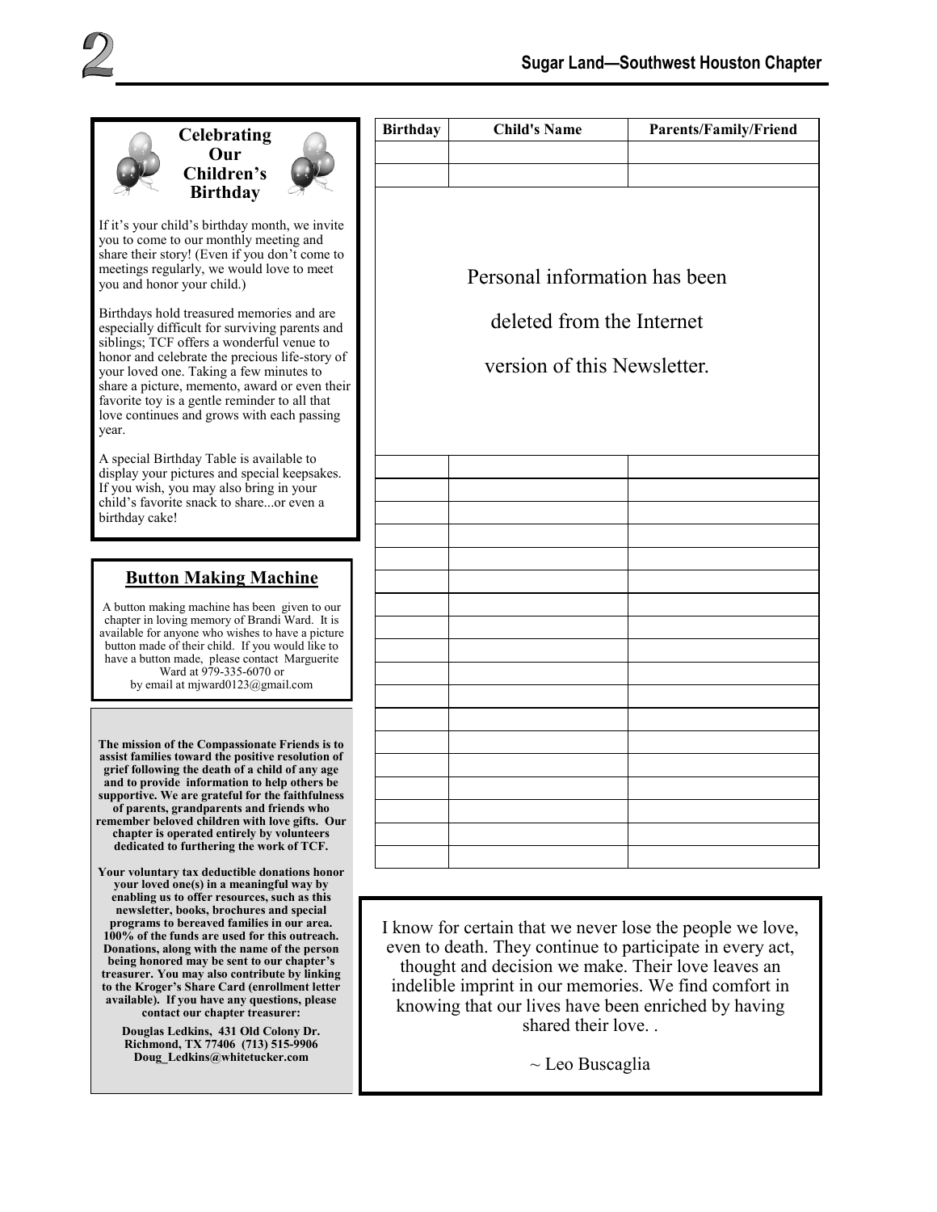## Celebrating Our Children's Birthday

If it's your child's birthday month, we invite you to come to our monthly meeting and share their story! (Even if you don't come to meetings regularly, we would love to meet you and honor your child.)

Birthdays hold treasured memories and are especially difficult for surviving parents and siblings; TCF offers a wonderful venue to honor and celebrate the precious life-story of your loved one. Taking a few minutes to share a picture, memento, award or even their favorite toy is a gentle reminder to all that love continues and grows with each passing year.

A special Birthday Table is available to display your pictures and special keepsakes. If you wish, you may also bring in your child's favorite snack to share...or even a birthday cake!

## Button Making Machine

A button making machine has been given to our chapter in loving memory of Brandi Ward. It is available for anyone who wishes to have a picture button made of their child. If you would like to have a button made, please contact Marguerite Ward at 979-335-6070 or by email at mjward0123@gmail.com

**The mission of the Compassionate Friends is to assist families toward the positive resolution of grief following the death of a child of any age and to provide information to help others be supportive. We are grateful for the faithfulness of parents, grandparents and friends who remember beloved children with love gifts. Our chapter is operated entirely by volunteers dedicated to furthering the work of TCF.**

**Your voluntary tax deductible donations honor your loved one(s) in a meaningful way by enabling us to offer resources, such as this newsletter, books, brochures and special programs to bereaved families in our area. 100% of the funds are used for this outreach. Donations, along with the name of the person being honored may be sent to our chapter's treasurer. You may also contribute by linking to the Kroger's Share Card (enrollment letter available). If you have any questions, please contact our chapter treasurer:**

**Douglas Ledkins, 431 Old Colony Dr. Richmond, TX 77406 (713) 515-9906 Doug_Ledkins@whitetucker.com**

| Birthday | Child's Name | Parents/Family/Friend |
|---|---|---|
| | | |
| | | |

Personal information has been deleted from the Internet version of this Newsletter.

I know for certain that we never lose the people we love, even to death. They continue to participate in every act, thought and decision we make. Their love leaves an indelible imprint in our memories. We find comfort in knowing that our lives have been enriched by having shared their love. .

~ Leo Buscaglia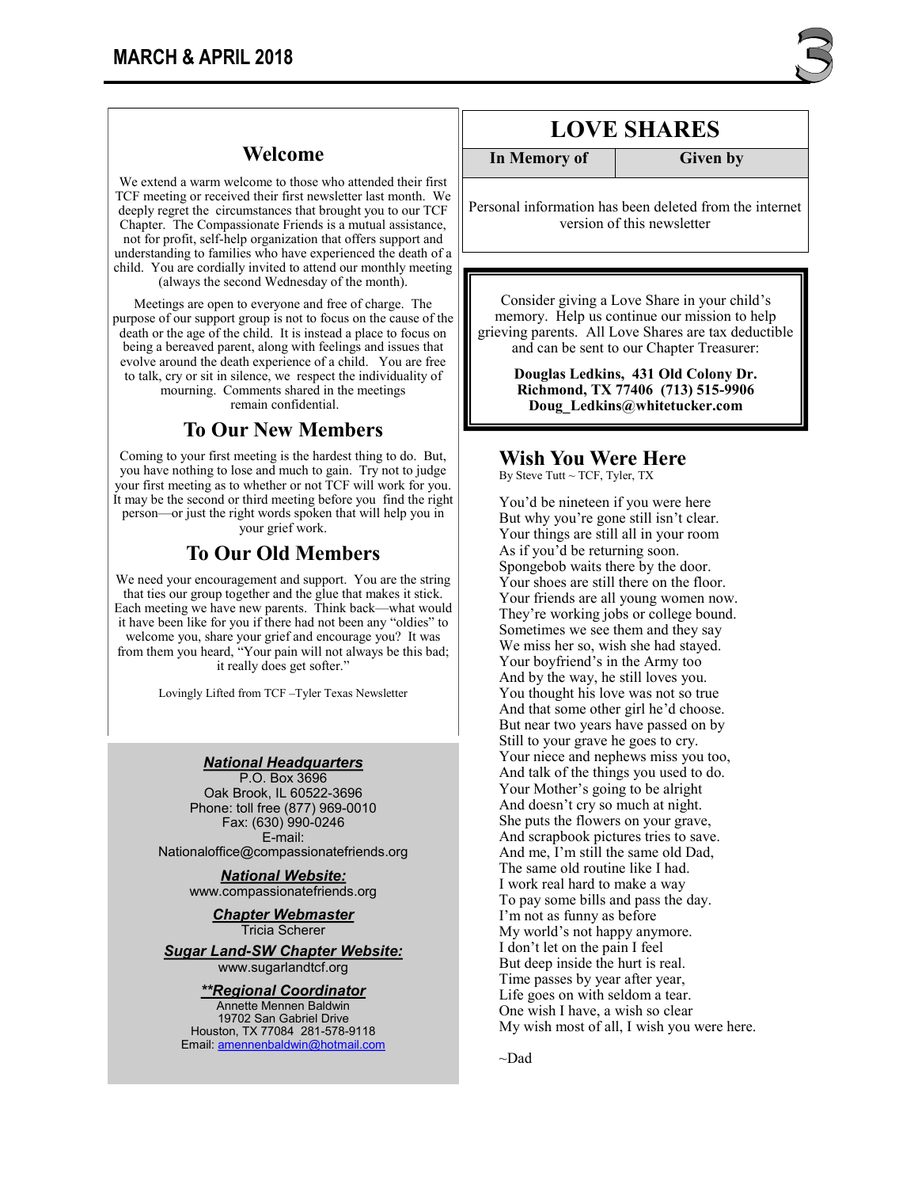## Welcome

We extend a warm welcome to those who attended their first TCF meeting or received their first newsletter last month. We deeply regret the circumstances that brought you to our TCF Chapter. The Compassionate Friends is a mutual assistance, not for profit, self-help organization that offers support and understanding to families who have experienced the death of a child. You are cordially invited to attend our monthly meeting (always the second Wednesday of the month).

Meetings are open to everyone and free of charge. The purpose of our support group is not to focus on the cause of the death or the age of the child. It is instead a place to focus on being a bereaved parent, along with feelings and issues that evolve around the death experience of a child. You are free to talk, cry or sit in silence, we respect the individuality of mourning. Comments shared in the meetings remain confidential.

## To Our New Members

Coming to your first meeting is the hardest thing to do. But, you have nothing to lose and much to gain. Try not to judge your first meeting as to whether or not TCF will work for you. It may be the second or third meeting before you find the right person—or just the right words spoken that will help you in your grief work.

## To Our Old Members

We need your encouragement and support. You are the string that ties our group together and the glue that makes it stick. Each meeting we have new parents. Think back—what would it have been like for you if there had not been any "oldies" to welcome you, share your grief and encourage you? It was from them you heard, "Your pain will not always be this bad; it really does get softer."

Lovingly Lifted from TCF –Tyler Texas Newsletter

***National Headquarters***
P.O. Box 3696
Oak Brook, IL 60522-3696
Phone: toll free (877) 969-0010
Fax: (630) 990-0246
E-mail:
Nationaloffice@compassionatefriends.org

***National Website:***
www.compassionatefriends.org

***Chapter Webmaster***
Tricia Scherer

***Sugar Land-SW Chapter Website:***
www.sugarlandtcf.org

***\*\*Regional Coordinator***
Annette Mennen Baldwin
19702 San Gabriel Drive
Houston, TX 77084 281-578-9118
Email: amennenbaldwin@hotmail.com

## LOVE SHARES

| In Memory of | Given by |
|---|---|
| Personal information has been deleted from the internet version of this newsletter | |

Consider giving a Love Share in your child's memory. Help us continue our mission to help grieving parents. All Love Shares are tax deductible and can be sent to our Chapter Treasurer:

**Douglas Ledkins, 431 Old Colony Dr.
Richmond, TX 77406 (713) 515-9906
Doug_Ledkins@whitetucker.com**

## Wish You Were Here

By Steve Tutt ~ TCF, Tyler, TX

You'd be nineteen if you were here
But why you're gone still isn't clear.
Your things are still all in your room
As if you'd be returning soon.
Spongebob waits there by the door.
Your shoes are still there on the floor.
Your friends are all young women now.
They're working jobs or college bound.
Sometimes we see them and they say
We miss her so, wish she had stayed.
Your boyfriend's in the Army too
And by the way, he still loves you.
You thought his love was not so true
And that some other girl he'd choose.
But near two years have passed on by
Still to your grave he goes to cry.
Your niece and nephews miss you too,
And talk of the things you used to do.
Your Mother's going to be alright
And doesn't cry so much at night.
She puts the flowers on your grave,
And scrapbook pictures tries to save.
And me, I'm still the same old Dad,
The same old routine like I had.
I work real hard to make a way
To pay some bills and pass the day.
I'm not as funny as before
My world's not happy anymore.
I don't let on the pain I feel
But deep inside the hurt is real.
Time passes by year after year,
Life goes on with seldom a tear.
One wish I have, a wish so clear
My wish most of all, I wish you were here.

~Dad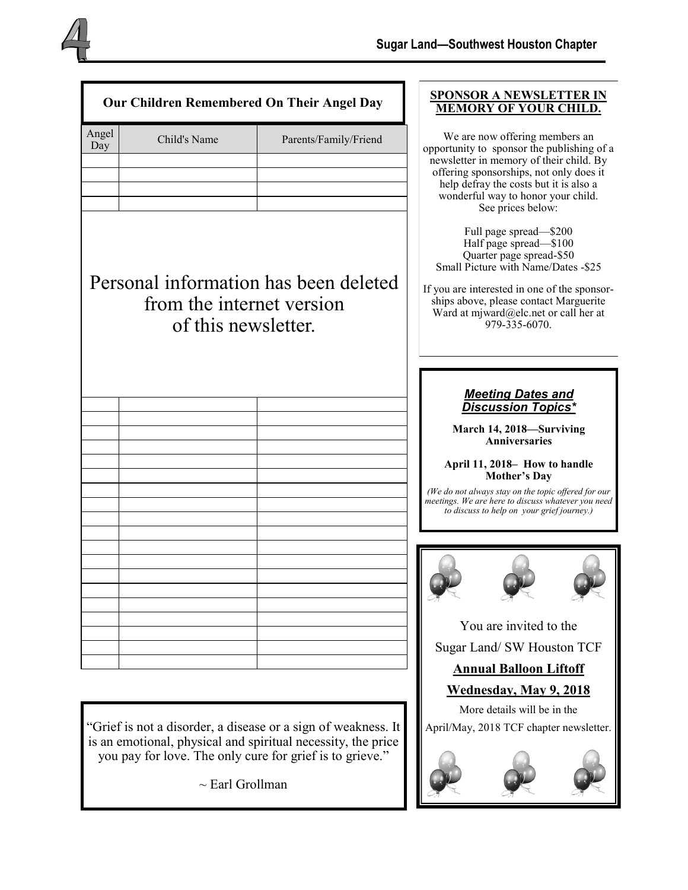## Our Children Remembered On Their Angel Day

| Angel Day | Child's Name | Parents/Family/Friend |
|---|---|---|
| | | |
| | | |
| | | |
| | | |

Personal information has been deleted from the internet version of this newsletter.

| Angel Day | Child's Name | Parents/Family/Friend |
|---|---|---|
| | | |
| | | |
| | | |
| | | |
| | | |
| | | |
| | | |
| | | |
| | | |
| | | |
| | | |
| | | |
| | | |
| | | |
| | | |
| | | |
| | | |
| | | |
| | | |

"Grief is not a disorder, a disease or a sign of weakness. It is an emotional, physical and spiritual necessity, the price you pay for love. The only cure for grief is to grieve."

~ Earl Grollman

## SPONSOR A NEWSLETTER IN MEMORY OF YOUR CHILD.

We are now offering members an opportunity to sponsor the publishing of a newsletter in memory of their child. By offering sponsorships, not only does it help defray the costs but it is also a wonderful way to honor your child. See prices below:

Full page spread—$200
Half page spread—$100
Quarter page spread-$50
Small Picture with Name/Dates -$25

If you are interested in one of the sponsorships above, please contact Marguerite Ward at mjward@elc.net or call her at 979-335-6070.

## *Meeting Dates and Discussion Topics**

**March 14, 2018—Surviving Anniversaries**

**April 11, 2018– How to handle Mother's Day**

*(We do not always stay on the topic offered for our meetings. We are here to discuss whatever you need to discuss to help on your grief journey.)*

You are invited to the

Sugar Land/ SW Houston TCF

**Annual Balloon Liftoff**

**Wednesday, May 9, 2018**

More details will be in the April/May, 2018 TCF chapter newsletter.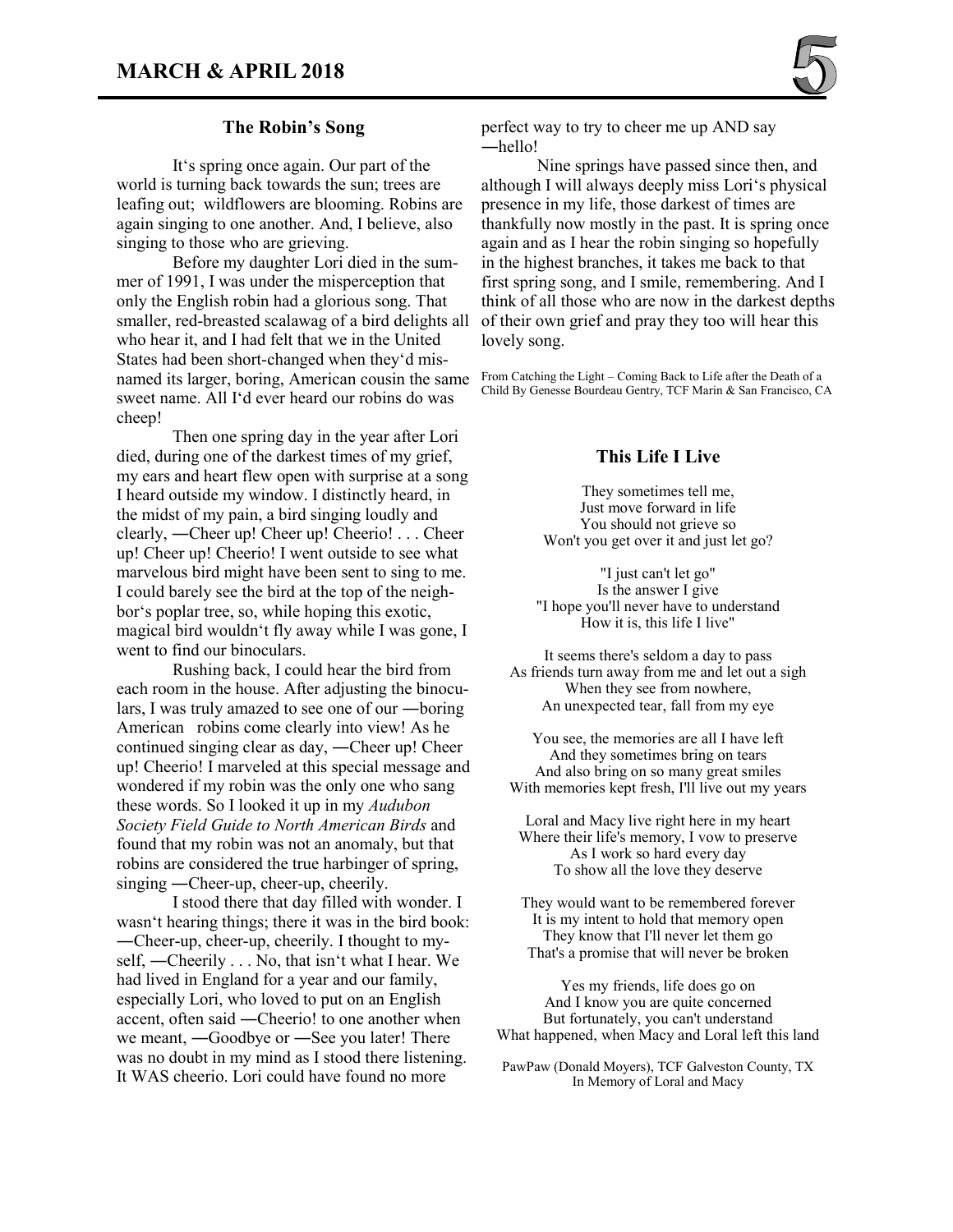## The Robin's Song

It's spring once again. Our part of the world is turning back towards the sun; trees are leafing out; wildflowers are blooming. Robins are again singing to one another. And, I believe, also singing to those who are grieving.

Before my daughter Lori died in the summer of 1991, I was under the misperception that only the English robin had a glorious song. That smaller, red-breasted scalawag of a bird delights all who hear it, and I had felt that we in the United States had been short-changed when they'd misnamed its larger, boring, American cousin the same sweet name. All I'd ever heard our robins do was cheep!

Then one spring day in the year after Lori died, during one of the darkest times of my grief, my ears and heart flew open with surprise at a song I heard outside my window. I distinctly heard, in the midst of my pain, a bird singing loudly and clearly, ―Cheer up! Cheer up! Cheerio! . . . Cheer up! Cheer up! Cheerio! I went outside to see what marvelous bird might have been sent to sing to me. I could barely see the bird at the top of the neighbor's poplar tree, so, while hoping this exotic, magical bird wouldn't fly away while I was gone, I went to find our binoculars.

Rushing back, I could hear the bird from each room in the house. After adjusting the binoculars, I was truly amazed to see one of our ―boring American robins come clearly into view! As he continued singing clear as day, ―Cheer up! Cheer up! Cheerio! I marveled at this special message and wondered if my robin was the only one who sang these words. So I looked it up in my *Audubon Society Field Guide to North American Birds* and found that my robin was not an anomaly, but that robins are considered the true harbinger of spring, singing ―Cheer-up, cheer-up, cheerily.

I stood there that day filled with wonder. I wasn't hearing things; there it was in the bird book: ―Cheer-up, cheer-up, cheerily. I thought to myself, ―Cheerily . . . No, that isn't what I hear. We had lived in England for a year and our family, especially Lori, who loved to put on an English accent, often said ―Cheerio! to one another when we meant, ―Goodbye or ―See you later! There was no doubt in my mind as I stood there listening. It WAS cheerio. Lori could have found no more perfect way to try to cheer me up AND say ―hello!

Nine springs have passed since then, and although I will always deeply miss Lori's physical presence in my life, those darkest of times are thankfully now mostly in the past. It is spring once again and as I hear the robin singing so hopefully in the highest branches, it takes me back to that first spring song, and I smile, remembering. And I think of all those who are now in the darkest depths of their own grief and pray they too will hear this lovely song.

From Catching the Light – Coming Back to Life after the Death of a Child By Genesse Bourdeau Gentry, TCF Marin & San Francisco, CA

## This Life I Live

They sometimes tell me,
Just move forward in life
You should not grieve so
Won't you get over it and just let go?

"I just can't let go"
Is the answer I give
"I hope you'll never have to understand
How it is, this life I live"

It seems there's seldom a day to pass
As friends turn away from me and let out a sigh
When they see from nowhere,
An unexpected tear, fall from my eye

You see, the memories are all I have left
And they sometimes bring on tears
And also bring on so many great smiles
With memories kept fresh, I'll live out my years

Loral and Macy live right here in my heart
Where their life's memory, I vow to preserve
As I work so hard every day
To show all the love they deserve

They would want to be remembered forever
It is my intent to hold that memory open
They know that I'll never let them go
That's a promise that will never be broken

Yes my friends, life does go on
And I know you are quite concerned
But fortunately, you can't understand
What happened, when Macy and Loral left this land

PawPaw (Donald Moyers), TCF Galveston County, TX
In Memory of Loral and Macy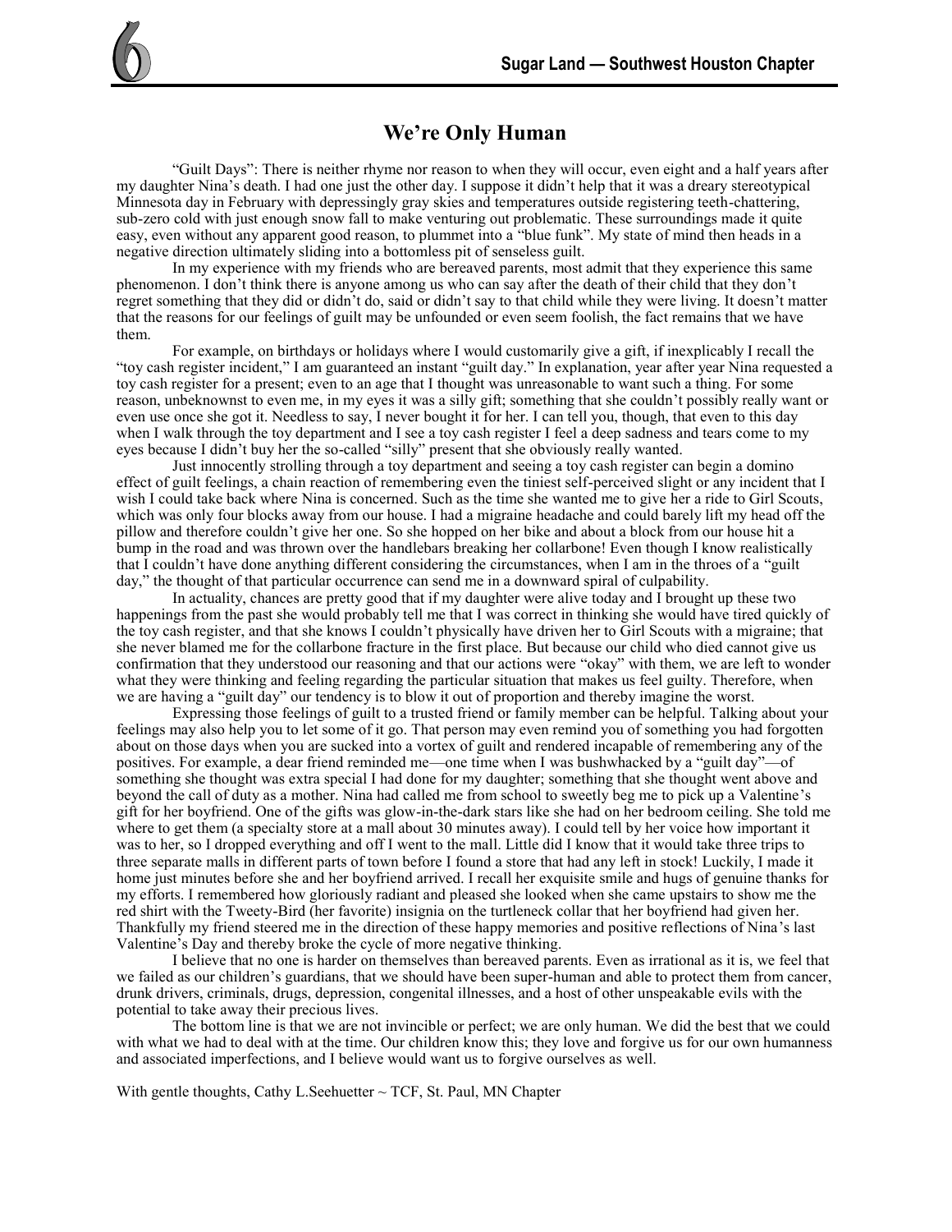# We're Only Human

"Guilt Days": There is neither rhyme nor reason to when they will occur, even eight and a half years after my daughter Nina's death. I had one just the other day. I suppose it didn't help that it was a dreary stereotypical Minnesota day in February with depressingly gray skies and temperatures outside registering teeth-chattering, sub-zero cold with just enough snow fall to make venturing out problematic. These surroundings made it quite easy, even without any apparent good reason, to plummet into a "blue funk". My state of mind then heads in a negative direction ultimately sliding into a bottomless pit of senseless guilt.

In my experience with my friends who are bereaved parents, most admit that they experience this same phenomenon. I don't think there is anyone among us who can say after the death of their child that they don't regret something that they did or didn't do, said or didn't say to that child while they were living. It doesn't matter that the reasons for our feelings of guilt may be unfounded or even seem foolish, the fact remains that we have them.

For example, on birthdays or holidays where I would customarily give a gift, if inexplicably I recall the "toy cash register incident," I am guaranteed an instant "guilt day." In explanation, year after year Nina requested a toy cash register for a present; even to an age that I thought was unreasonable to want such a thing. For some reason, unbeknownst to even me, in my eyes it was a silly gift; something that she couldn't possibly really want or even use once she got it. Needless to say, I never bought it for her. I can tell you, though, that even to this day when I walk through the toy department and I see a toy cash register I feel a deep sadness and tears come to my eyes because I didn't buy her the so-called "silly" present that she obviously really wanted.

Just innocently strolling through a toy department and seeing a toy cash register can begin a domino effect of guilt feelings, a chain reaction of remembering even the tiniest self-perceived slight or any incident that I wish I could take back where Nina is concerned. Such as the time she wanted me to give her a ride to Girl Scouts, which was only four blocks away from our house. I had a migraine headache and could barely lift my head off the pillow and therefore couldn't give her one. So she hopped on her bike and about a block from our house hit a bump in the road and was thrown over the handlebars breaking her collarbone! Even though I know realistically that I couldn't have done anything different considering the circumstances, when I am in the throes of a "guilt day," the thought of that particular occurrence can send me in a downward spiral of culpability.

In actuality, chances are pretty good that if my daughter were alive today and I brought up these two happenings from the past she would probably tell me that I was correct in thinking she would have tired quickly of the toy cash register, and that she knows I couldn't physically have driven her to Girl Scouts with a migraine; that she never blamed me for the collarbone fracture in the first place. But because our child who died cannot give us confirmation that they understood our reasoning and that our actions were "okay" with them, we are left to wonder what they were thinking and feeling regarding the particular situation that makes us feel guilty. Therefore, when we are having a "guilt day" our tendency is to blow it out of proportion and thereby imagine the worst.

Expressing those feelings of guilt to a trusted friend or family member can be helpful. Talking about your feelings may also help you to let some of it go. That person may even remind you of something you had forgotten about on those days when you are sucked into a vortex of guilt and rendered incapable of remembering any of the positives. For example, a dear friend reminded me—one time when I was bushwhacked by a "guilt day"—of something she thought was extra special I had done for my daughter; something that she thought went above and beyond the call of duty as a mother. Nina had called me from school to sweetly beg me to pick up a Valentine's gift for her boyfriend. One of the gifts was glow-in-the-dark stars like she had on her bedroom ceiling. She told me where to get them (a specialty store at a mall about 30 minutes away). I could tell by her voice how important it was to her, so I dropped everything and off I went to the mall. Little did I know that it would take three trips to three separate malls in different parts of town before I found a store that had any left in stock! Luckily, I made it home just minutes before she and her boyfriend arrived. I recall her exquisite smile and hugs of genuine thanks for my efforts. I remembered how gloriously radiant and pleased she looked when she came upstairs to show me the red shirt with the Tweety-Bird (her favorite) insignia on the turtleneck collar that her boyfriend had given her. Thankfully my friend steered me in the direction of these happy memories and positive reflections of Nina's last Valentine's Day and thereby broke the cycle of more negative thinking.

I believe that no one is harder on themselves than bereaved parents. Even as irrational as it is, we feel that we failed as our children's guardians, that we should have been super-human and able to protect them from cancer, drunk drivers, criminals, drugs, depression, congenital illnesses, and a host of other unspeakable evils with the potential to take away their precious lives.

The bottom line is that we are not invincible or perfect; we are only human. We did the best that we could with what we had to deal with at the time. Our children know this; they love and forgive us for our own humanness and associated imperfections, and I believe would want us to forgive ourselves as well.

With gentle thoughts, Cathy L.Seehuetter ~ TCF, St. Paul, MN Chapter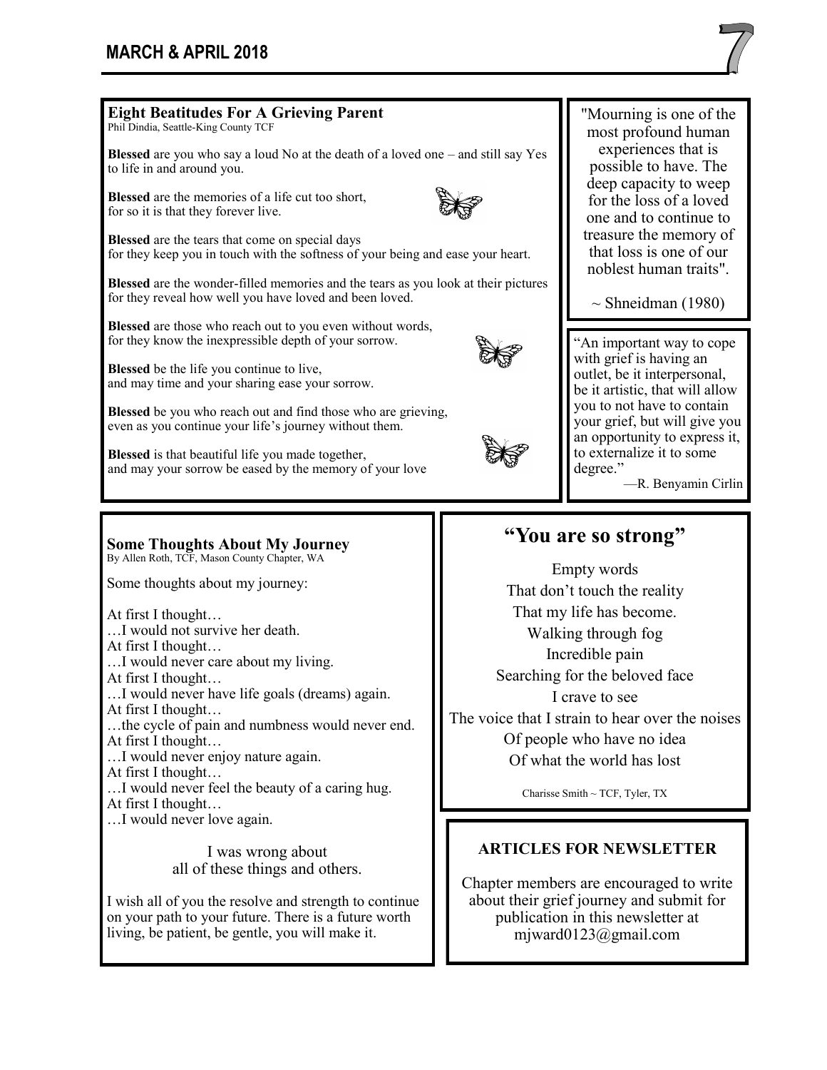## Eight Beatitudes For A Grieving Parent

Phil Dindia, Seattle-King County TCF

**Blessed** are you who say a loud No at the death of a loved one – and still say Yes to life in and around you.

**Blessed** are the memories of a life cut too short,
for so it is that they forever live.

**Blessed** are the tears that come on special days
for they keep you in touch with the softness of your being and ease your heart.

**Blessed** are the wonder-filled memories and the tears as you look at their pictures for they reveal how well you have loved and been loved.

**Blessed** are those who reach out to you even without words,
for they know the inexpressible depth of your sorrow.

**Blessed** be the life you continue to live,
and may time and your sharing ease your sorrow.

**Blessed** be you who reach out and find those who are grieving,
even as you continue your life's journey without them.

**Blessed** is that beautiful life you made together,
and may your sorrow be eased by the memory of your love

"Mourning is one of the most profound human experiences that is possible to have. The deep capacity to weep for the loss of a loved one and to continue to treasure the memory of that loss is one of our noblest human traits".

~ Shneidman (1980)

"An important way to cope with grief is having an outlet, be it interpersonal, be it artistic, that will allow you to not have to contain your grief, but will give you an opportunity to express it, to externalize it to some degree."

—R. Benyamin Cirlin

## Some Thoughts About My Journey

By Allen Roth, TCF, Mason County Chapter, WA

Some thoughts about my journey:

At first I thought…
…I would not survive her death.
At first I thought…
…I would never care about my living.
At first I thought…
…I would never have life goals (dreams) again.
At first I thought…
…the cycle of pain and numbness would never end.
At first I thought…
…I would never enjoy nature again.
At first I thought…
…I would never feel the beauty of a caring hug.
At first I thought…
…I would never love again.

I was wrong about
all of these things and others.

I wish all of you the resolve and strength to continue on your path to your future. There is a future worth living, be patient, be gentle, you will make it.

## "You are so strong"

Empty words
That don't touch the reality
That my life has become.
Walking through fog
Incredible pain
Searching for the beloved face
I crave to see
The voice that I strain to hear over the noises
Of people who have no idea
Of what the world has lost

Charisse Smith ~ TCF, Tyler, TX

### ARTICLES FOR NEWSLETTER

Chapter members are encouraged to write about their grief journey and submit for publication in this newsletter at mjward0123@gmail.com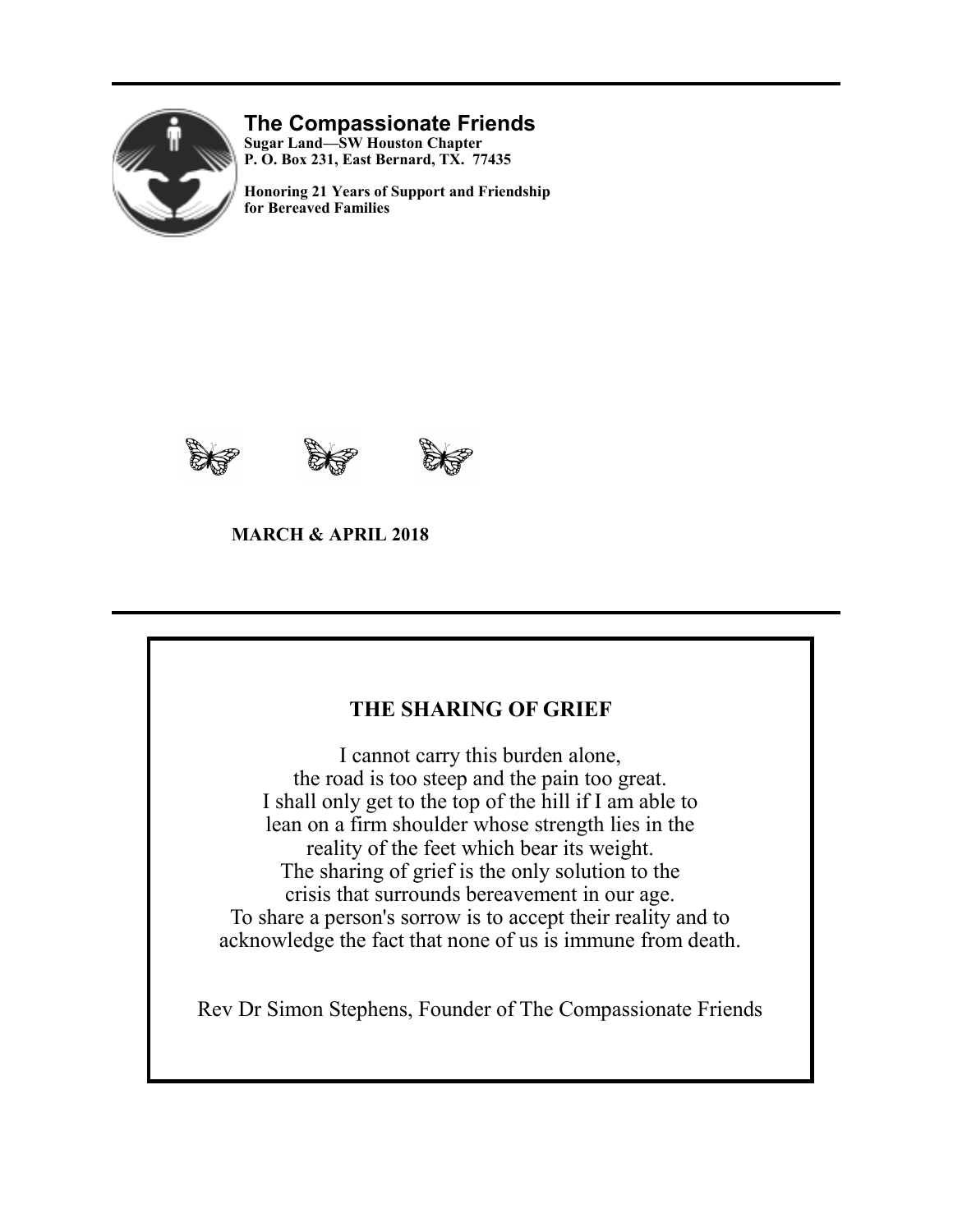**The Compassionate Friends**

**Sugar Land—SW Houston Chapter**
**P. O. Box 231, East Bernard, TX. 77435**

**Honoring 21 Years of Support and Friendship for Bereaved Families**

**MARCH & APRIL 2018**

## THE SHARING OF GRIEF

I cannot carry this burden alone,
the road is too steep and the pain too great.
I shall only get to the top of the hill if I am able to
lean on a firm shoulder whose strength lies in the
reality of the feet which bear its weight.
The sharing of grief is the only solution to the
crisis that surrounds bereavement in our age.
To share a person's sorrow is to accept their reality and to
acknowledge the fact that none of us is immune from death.

Rev Dr Simon Stephens, Founder of The Compassionate Friends